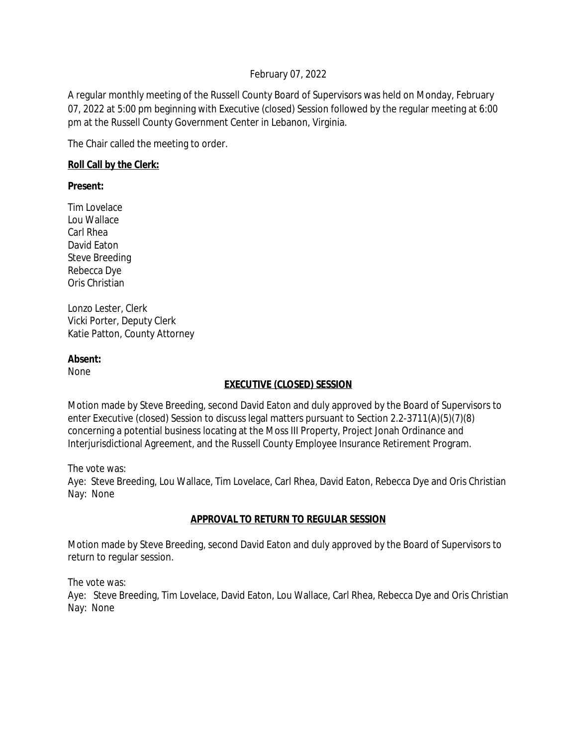February 07, 2022

A regular monthly meeting of the Russell County Board of Supervisors was held on Monday, February 07, 2022 at 5:00 pm beginning with Executive (closed) Session followed by the regular meeting at 6:00 pm at the Russell County Government Center in Lebanon, Virginia.

The Chair called the meeting to order.

**Roll Call by the Clerk:**

**Present:**

Tim Lovelace
Lou Wallace
Carl Rhea
David Eaton
Steve Breeding
Rebecca Dye
Oris Christian

Lonzo Lester, Clerk
Vicki Porter, Deputy Clerk
Katie Patton, County Attorney

**Absent:**
None

## EXECUTIVE (CLOSED) SESSION

Motion made by Steve Breeding, second David Eaton and duly approved by the Board of Supervisors to enter Executive (closed) Session to discuss legal matters pursuant to Section 2.2-3711(A)(5)(7)(8) concerning a potential business locating at the Moss III Property, Project Jonah Ordinance and Interjurisdictional Agreement, and the Russell County Employee Insurance Retirement Program.

The vote was:
Aye: Steve Breeding, Lou Wallace, Tim Lovelace, Carl Rhea, David Eaton, Rebecca Dye and Oris Christian
Nay: None

## APPROVAL TO RETURN TO REGULAR SESSION

Motion made by Steve Breeding, second David Eaton and duly approved by the Board of Supervisors to return to regular session.

The vote was:
Aye: Steve Breeding, Tim Lovelace, David Eaton, Lou Wallace, Carl Rhea, Rebecca Dye and Oris Christian
Nay: None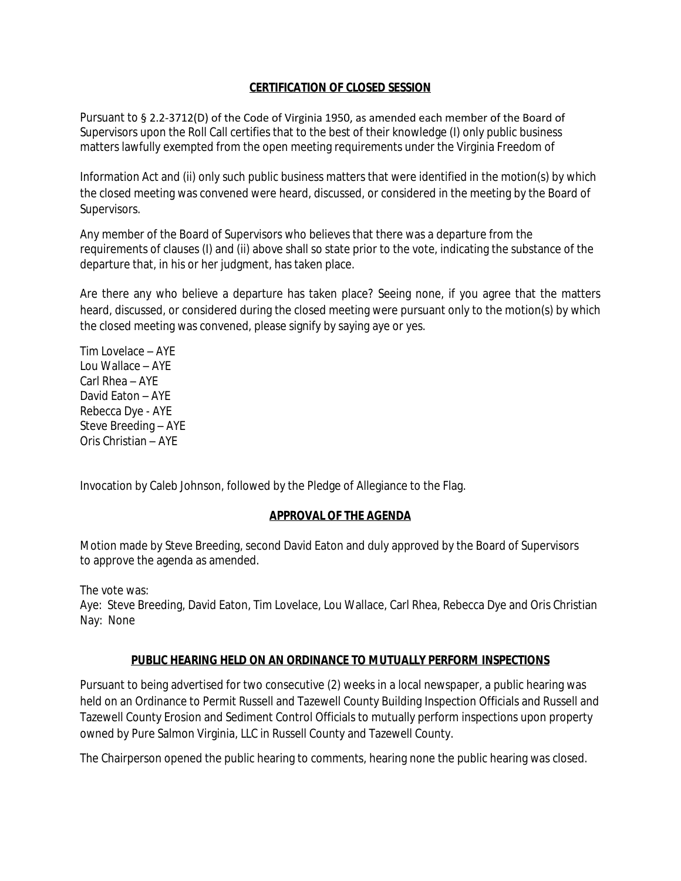**CERTIFICATION OF CLOSED SESSION**

Pursuant to § 2.2-3712(D) of the Code of Virginia 1950, as amended each member of the Board of Supervisors upon the Roll Call certifies that to the best of their knowledge (I) only public business matters lawfully exempted from the open meeting requirements under the Virginia Freedom of

Information Act and (ii) only such public business matters that were identified in the motion(s) by which the closed meeting was convened were heard, discussed, or considered in the meeting by the Board of Supervisors.

Any member of the Board of Supervisors who believes that there was a departure from the requirements of clauses (I) and (ii) above shall so state prior to the vote, indicating the substance of the departure that, in his or her judgment, has taken place.

Are there any who believe a departure has taken place? Seeing none, if you agree that the matters heard, discussed, or considered during the closed meeting were pursuant only to the motion(s) by which the closed meeting was convened, please signify by saying aye or yes.

Tim Lovelace – AYE
Lou Wallace – AYE
Carl Rhea – AYE
David Eaton – AYE
Rebecca Dye - AYE
Steve Breeding – AYE
Oris Christian – AYE

Invocation by Caleb Johnson, followed by the Pledge of Allegiance to the Flag.

**APPROVAL OF THE AGENDA**

Motion made by Steve Breeding, second David Eaton and duly approved by the Board of Supervisors to approve the agenda as amended.

The vote was:
Aye: Steve Breeding, David Eaton, Tim Lovelace, Lou Wallace, Carl Rhea, Rebecca Dye and Oris Christian
Nay: None

**PUBLIC HEARING HELD ON AN ORDINANCE TO MUTUALLY PERFORM INSPECTIONS**

Pursuant to being advertised for two consecutive (2) weeks in a local newspaper, a public hearing was held on an Ordinance to Permit Russell and Tazewell County Building Inspection Officials and Russell and Tazewell County Erosion and Sediment Control Officials to mutually perform inspections upon property owned by Pure Salmon Virginia, LLC in Russell County and Tazewell County.

The Chairperson opened the public hearing to comments, hearing none the public hearing was closed.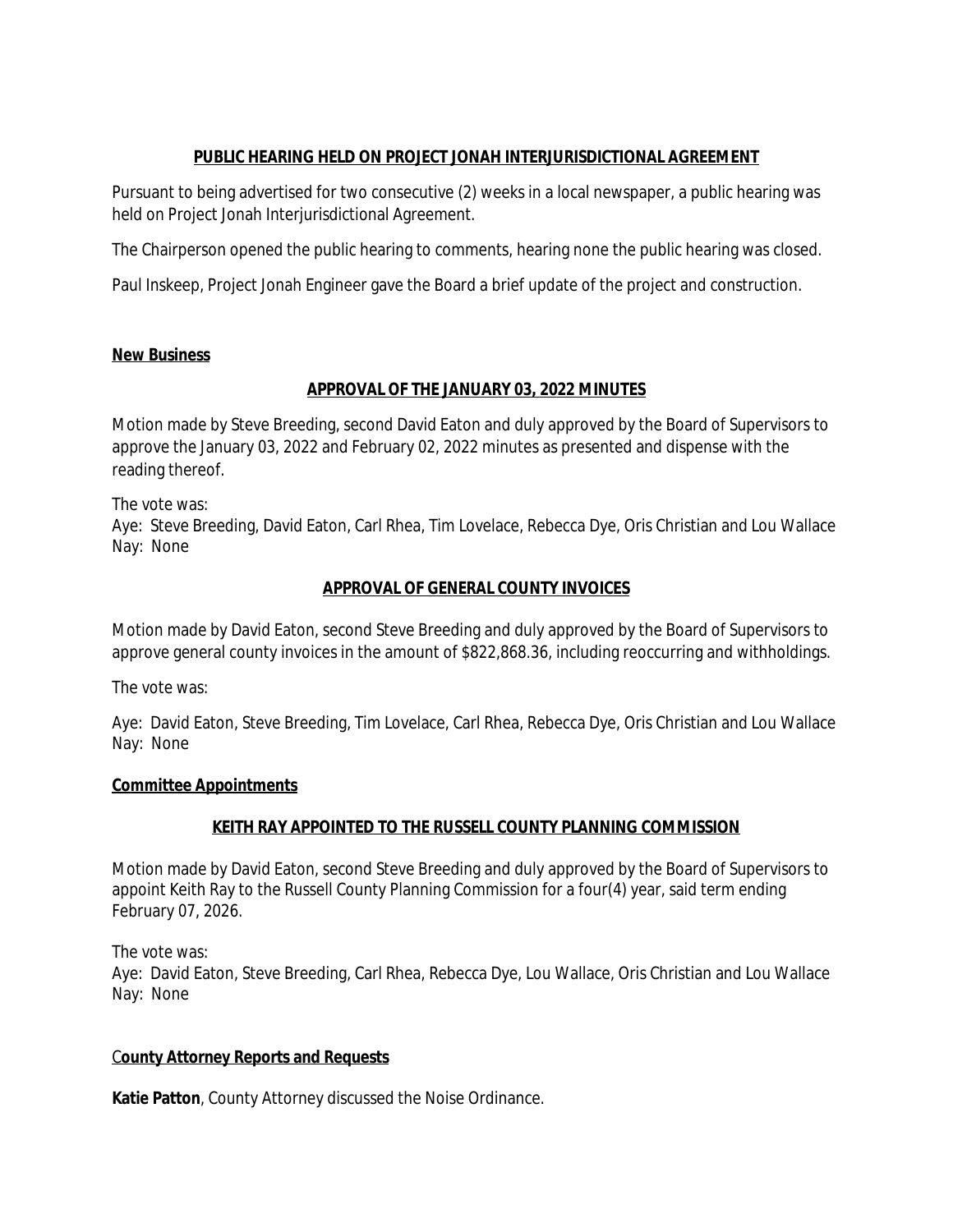**PUBLIC HEARING HELD ON PROJECT JONAH INTERJURISDICTIONAL AGREEMENT**

Pursuant to being advertised for two consecutive (2) weeks in a local newspaper, a public hearing was held on Project Jonah Interjurisdictional Agreement.

The Chairperson opened the public hearing to comments, hearing none the public hearing was closed.

Paul Inskeep, Project Jonah Engineer gave the Board a brief update of the project and construction.

**New Business**

**APPROVAL OF THE JANUARY 03, 2022 MINUTES**

Motion made by Steve Breeding, second David Eaton and duly approved by the Board of Supervisors to approve the January 03, 2022 and February 02, 2022 minutes as presented and dispense with the reading thereof.

The vote was:
Aye: Steve Breeding, David Eaton, Carl Rhea, Tim Lovelace, Rebecca Dye, Oris Christian and Lou Wallace
Nay: None

**APPROVAL OF GENERAL COUNTY INVOICES**

Motion made by David Eaton, second Steve Breeding and duly approved by the Board of Supervisors to approve general county invoices in the amount of $822,868.36, including reoccurring and withholdings.

The vote was:

Aye: David Eaton, Steve Breeding, Tim Lovelace, Carl Rhea, Rebecca Dye, Oris Christian and Lou Wallace
Nay: None

**Committee Appointments**

**KEITH RAY APPOINTED TO THE RUSSELL COUNTY PLANNING COMMISSION**

Motion made by David Eaton, second Steve Breeding and duly approved by the Board of Supervisors to appoint Keith Ray to the Russell County Planning Commission for a four(4) year, said term ending February 07, 2026.

The vote was:
Aye: David Eaton, Steve Breeding, Carl Rhea, Rebecca Dye, Lou Wallace, Oris Christian and Lou Wallace
Nay: None

**County Attorney Reports and Requests**

**Katie Patton**, County Attorney discussed the Noise Ordinance.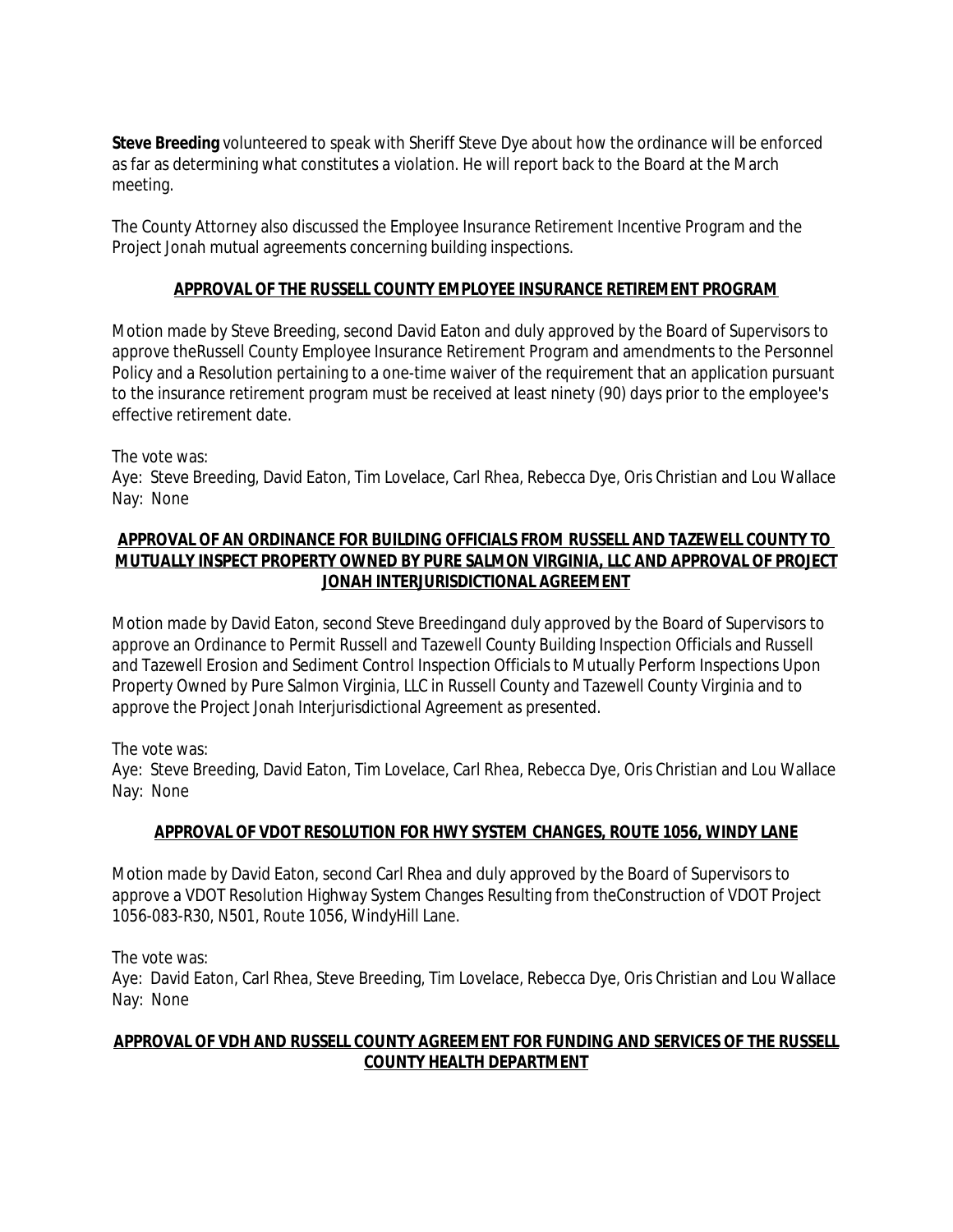**Steve Breeding** volunteered to speak with Sheriff Steve Dye about how the ordinance will be enforced as far as determining what constitutes a violation. He will report back to the Board at the March meeting.

The County Attorney also discussed the Employee Insurance Retirement Incentive Program and the Project Jonah mutual agreements concerning building inspections.

**APPROVAL OF THE RUSSELL COUNTY EMPLOYEE INSURANCE RETIREMENT PROGRAM**

Motion made by Steve Breeding, second David Eaton and duly approved by the Board of Supervisors to approve theRussell County Employee Insurance Retirement Program and amendments to the Personnel Policy and a Resolution pertaining to a one-time waiver of the requirement that an application pursuant to the insurance retirement program must be received at least ninety (90) days prior to the employee's effective retirement date.

The vote was:
Aye: Steve Breeding, David Eaton, Tim Lovelace, Carl Rhea, Rebecca Dye, Oris Christian and Lou Wallace
Nay: None

**APPROVAL OF AN ORDINANCE FOR BUILDING OFFICIALS FROM RUSSELL AND TAZEWELL COUNTY TO MUTUALLY INSPECT PROPERTY OWNED BY PURE SALMON VIRGINIA, LLC AND APPROVAL OF PROJECT JONAH INTERJURISDICTIONAL AGREEMENT**

Motion made by David Eaton, second Steve Breedingand duly approved by the Board of Supervisors to approve an Ordinance to Permit Russell and Tazewell County Building Inspection Officials and Russell and Tazewell Erosion and Sediment Control Inspection Officials to Mutually Perform Inspections Upon Property Owned by Pure Salmon Virginia, LLC in Russell County and Tazewell County Virginia and to approve the Project Jonah Interjurisdictional Agreement as presented.

The vote was:
Aye: Steve Breeding, David Eaton, Tim Lovelace, Carl Rhea, Rebecca Dye, Oris Christian and Lou Wallace
Nay: None

**APPROVAL OF VDOT RESOLUTION FOR HWY SYSTEM CHANGES, ROUTE 1056, WINDY LANE**

Motion made by David Eaton, second Carl Rhea and duly approved by the Board of Supervisors to approve a VDOT Resolution Highway System Changes Resulting from theConstruction of VDOT Project 1056-083-R30, N501, Route 1056, WindyHill Lane.

The vote was:
Aye: David Eaton, Carl Rhea, Steve Breeding, Tim Lovelace, Rebecca Dye, Oris Christian and Lou Wallace
Nay: None

**APPROVAL OF VDH AND RUSSELL COUNTY AGREEMENT FOR FUNDING AND SERVICES OF THE RUSSELL COUNTY HEALTH DEPARTMENT**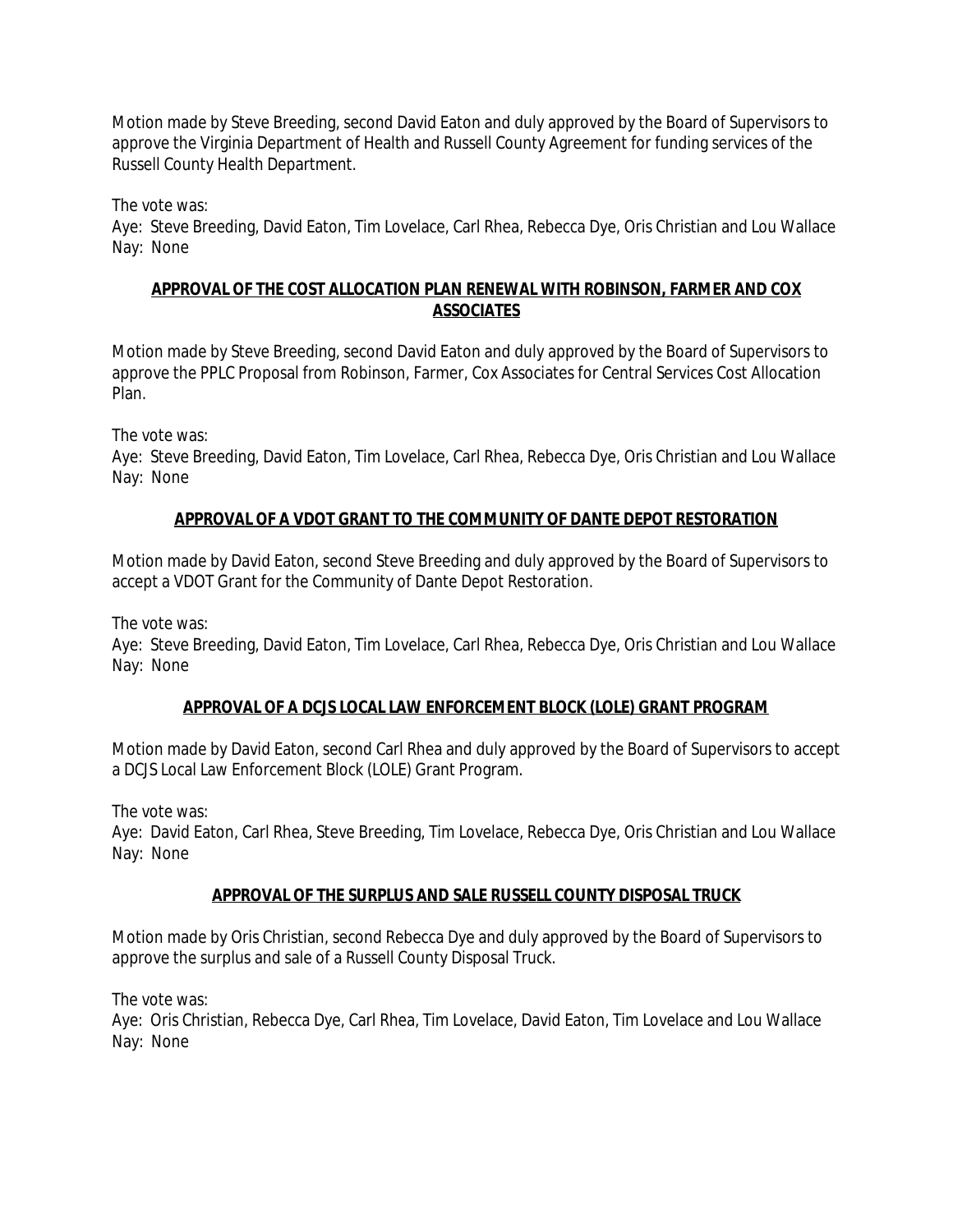Motion made by Steve Breeding, second David Eaton and duly approved by the Board of Supervisors to approve the Virginia Department of Health and Russell County Agreement for funding services of the Russell County Health Department.

The vote was:
Aye: Steve Breeding, David Eaton, Tim Lovelace, Carl Rhea, Rebecca Dye, Oris Christian and Lou Wallace
Nay: None

## APPROVAL OF THE COST ALLOCATION PLAN RENEWAL WITH ROBINSON, FARMER AND COX ASSOCIATES

Motion made by Steve Breeding, second David Eaton and duly approved by the Board of Supervisors to approve the PPLC Proposal from Robinson, Farmer, Cox Associates for Central Services Cost Allocation Plan.

The vote was:
Aye: Steve Breeding, David Eaton, Tim Lovelace, Carl Rhea, Rebecca Dye, Oris Christian and Lou Wallace
Nay: None

## APPROVAL OF A VDOT GRANT TO THE COMMUNITY OF DANTE DEPOT RESTORATION

Motion made by David Eaton, second Steve Breeding and duly approved by the Board of Supervisors to accept a VDOT Grant for the Community of Dante Depot Restoration.

The vote was:
Aye: Steve Breeding, David Eaton, Tim Lovelace, Carl Rhea, Rebecca Dye, Oris Christian and Lou Wallace
Nay: None

## APPROVAL OF A DCJS LOCAL LAW ENFORCEMENT BLOCK (LOLE) GRANT PROGRAM

Motion made by David Eaton, second Carl Rhea and duly approved by the Board of Supervisors to accept a DCJS Local Law Enforcement Block (LOLE) Grant Program.

The vote was:
Aye: David Eaton, Carl Rhea, Steve Breeding, Tim Lovelace, Rebecca Dye, Oris Christian and Lou Wallace
Nay: None

## APPROVAL OF THE SURPLUS AND SALE RUSSELL COUNTY DISPOSAL TRUCK

Motion made by Oris Christian, second Rebecca Dye and duly approved by the Board of Supervisors to approve the surplus and sale of a Russell County Disposal Truck.

The vote was:
Aye: Oris Christian, Rebecca Dye, Carl Rhea, Tim Lovelace, David Eaton, Tim Lovelace and Lou Wallace
Nay: None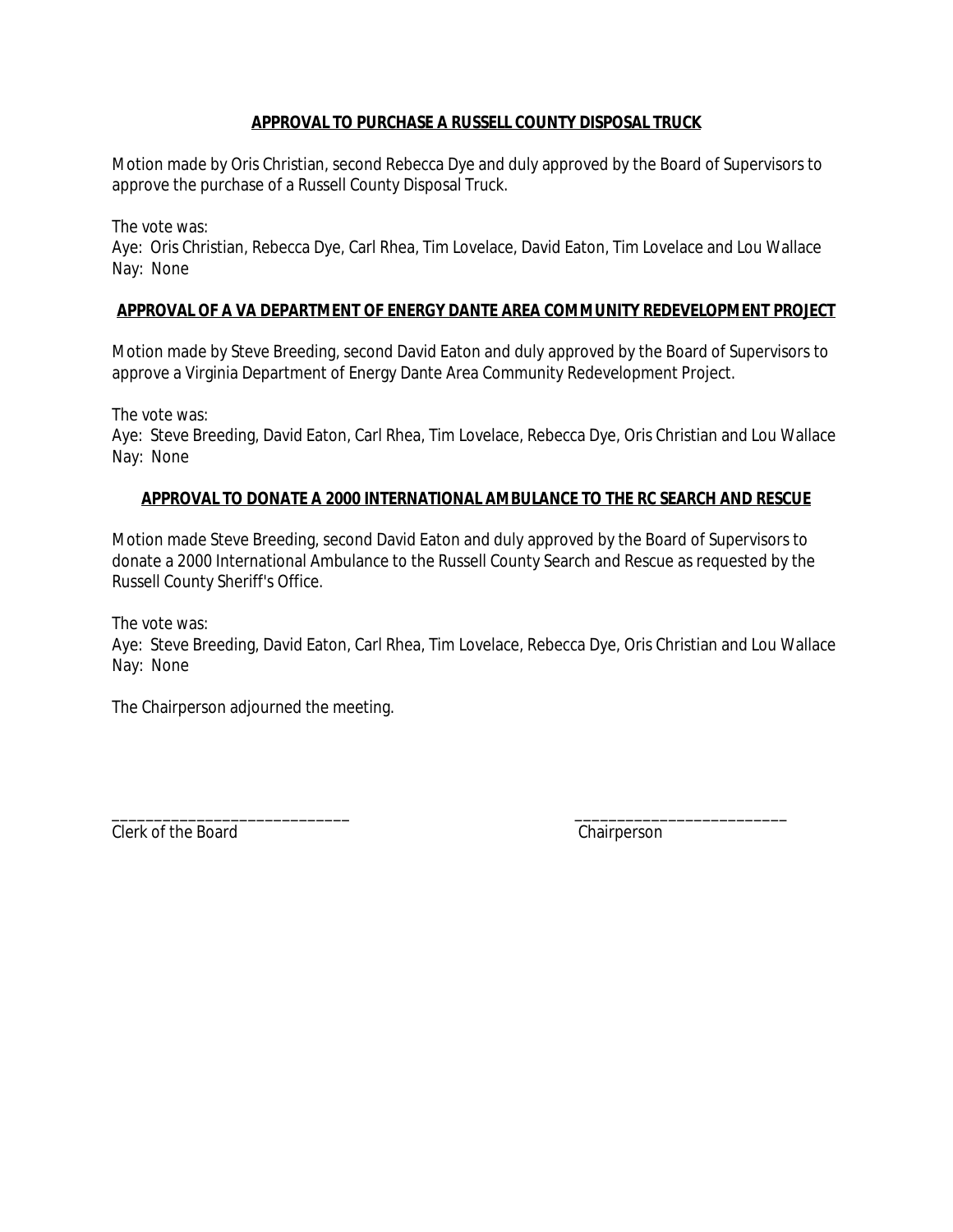**APPROVAL TO PURCHASE A RUSSELL COUNTY DISPOSAL TRUCK**

Motion made by Oris Christian, second Rebecca Dye and duly approved by the Board of Supervisors to approve the purchase of a Russell County Disposal Truck.

The vote was:
Aye: Oris Christian, Rebecca Dye, Carl Rhea, Tim Lovelace, David Eaton, Tim Lovelace and Lou Wallace
Nay: None

**APPROVAL OF A VA DEPARTMENT OF ENERGY DANTE AREA COMMUNITY REDEVELOPMENT PROJECT**

Motion made by Steve Breeding, second David Eaton and duly approved by the Board of Supervisors to approve a Virginia Department of Energy Dante Area Community Redevelopment Project.

The vote was:
Aye: Steve Breeding, David Eaton, Carl Rhea, Tim Lovelace, Rebecca Dye, Oris Christian and Lou Wallace
Nay: None

**APPROVAL TO DONATE A 2000 INTERNATIONAL AMBULANCE TO THE RC SEARCH AND RESCUE**

Motion made Steve Breeding, second David Eaton and duly approved by the Board of Supervisors to donate a 2000 International Ambulance to the Russell County Search and Rescue as requested by the Russell County Sheriff's Office.

The vote was:
Aye: Steve Breeding, David Eaton, Carl Rhea, Tim Lovelace, Rebecca Dye, Oris Christian and Lou Wallace
Nay: None

The Chairperson adjourned the meeting.

_____________________________ _________________________
Clerk of the Board Chairperson